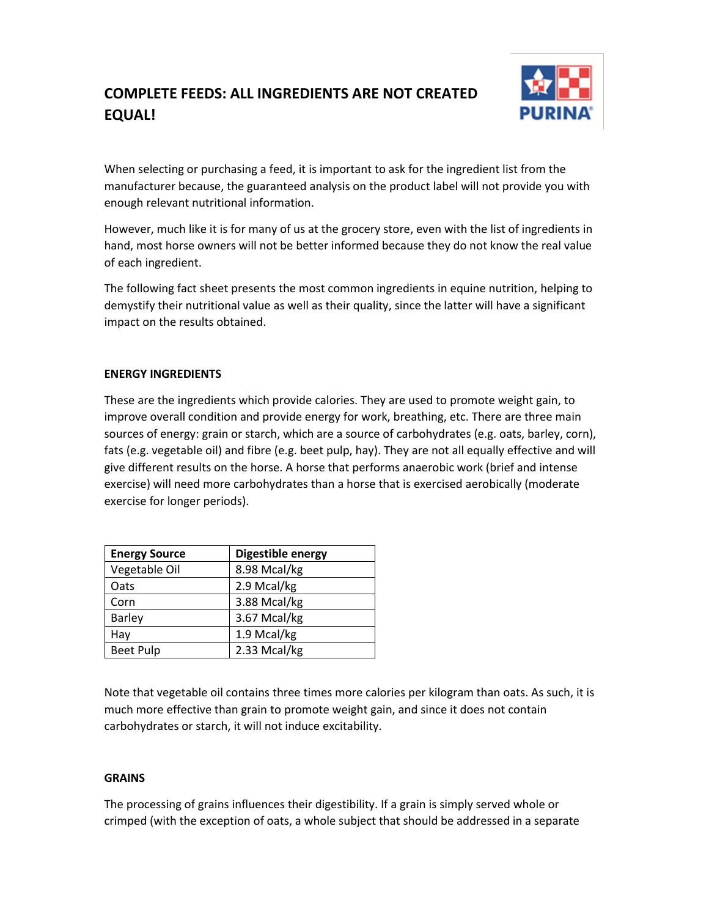# COMPLETE FEEDS: ALL INGREDIENTS ARE NOT CREATED EQUAL!

When selecting or purchasing a feed, it is important to ask for the ingredient list from the manufacturer because, the guaranteed analysis on the product label will not provide you with enough relevant nutritional information.

However, much like it is for many of us at the grocery store, even with the list of ingredients in hand, most horse owners will not be better informed because they do not know the real value of each ingredient.

The following fact sheet presents the most common ingredients in equine nutrition, helping to demystify their nutritional value as well as their quality, since the latter will have a significant impact on the results obtained.

## ENERGY INGREDIENTS

These are the ingredients which provide calories. They are used to promote weight gain, to improve overall condition and provide energy for work, breathing, etc. There are three main sources of energy: grain or starch, which are a source of carbohydrates (e.g. oats, barley, corn), fats (e.g. vegetable oil) and fibre (e.g. beet pulp, hay). They are not all equally effective and will give different results on the horse. A horse that performs anaerobic work (brief and intense exercise) will need more carbohydrates than a horse that is exercised aerobically (moderate exercise for longer periods).

| Energy Source | Digestible energy |
|---|---|
| Vegetable Oil | 8.98 Mcal/kg |
| Oats | 2.9 Mcal/kg |
| Corn | 3.88 Mcal/kg |
| Barley | 3.67 Mcal/kg |
| Hay | 1.9 Mcal/kg |
| Beet Pulp | 2.33 Mcal/kg |

Note that vegetable oil contains three times more calories per kilogram than oats. As such, it is much more effective than grain to promote weight gain, and since it does not contain carbohydrates or starch, it will not induce excitability.

## GRAINS

The processing of grains influences their digestibility. If a grain is simply served whole or crimped (with the exception of oats, a whole subject that should be addressed in a separate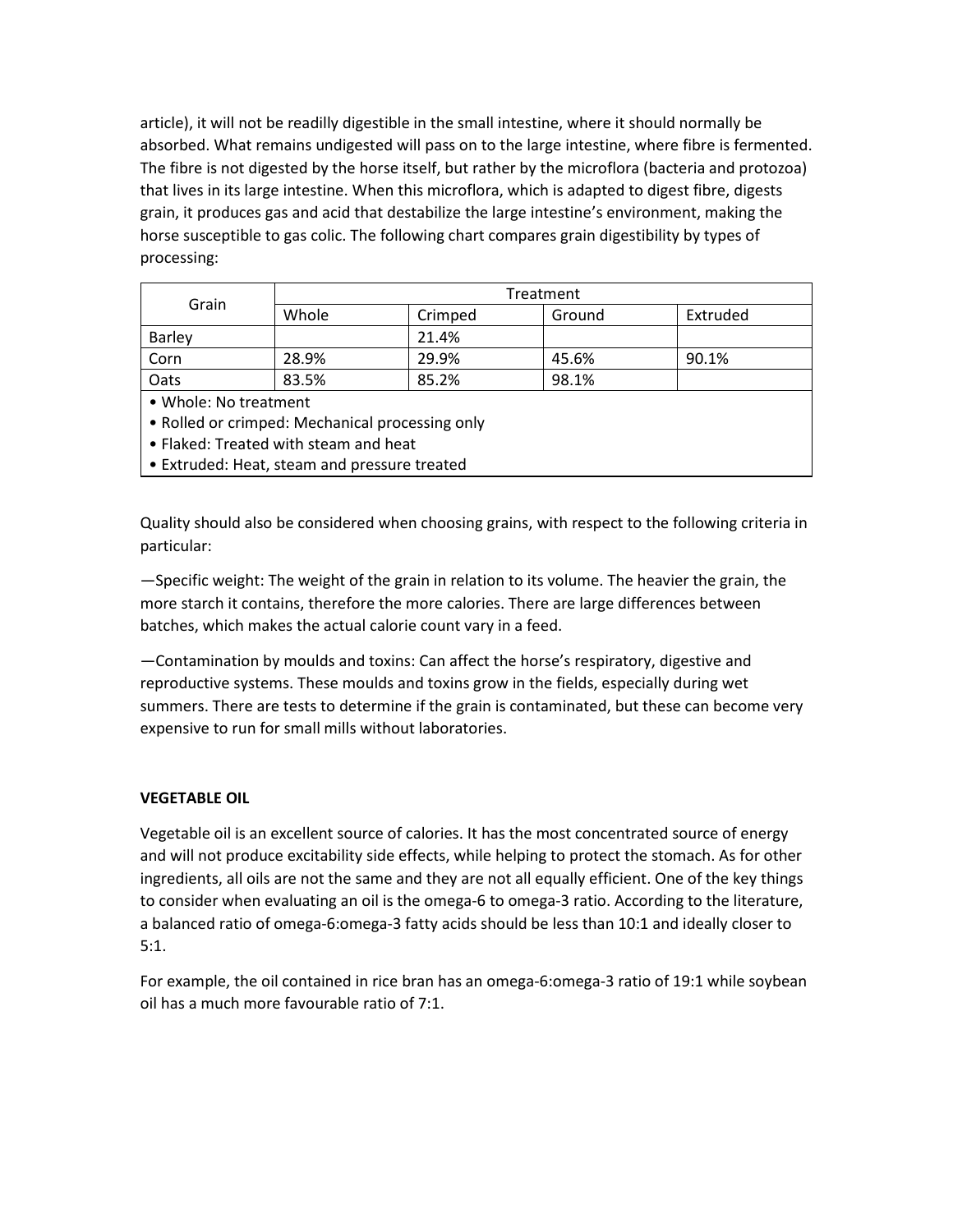article), it will not be readilly digestible in the small intestine, where it should normally be absorbed. What remains undigested will pass on to the large intestine, where fibre is fermented. The fibre is not digested by the horse itself, but rather by the microflora (bacteria and protozoa) that lives in its large intestine. When this microflora, which is adapted to digest fibre, digests grain, it produces gas and acid that destabilize the large intestine's environment, making the horse susceptible to gas colic. The following chart compares grain digestibility by types of processing:

| Grain | Treatment | | | |
|---|---|---|---|---|
| | Whole | Crimped | Ground | Extruded |
| Barley | | 21.4% | | |
| Corn | 28.9% | 29.9% | 45.6% | 90.1% |
| Oats | 83.5% | 85.2% | 98.1% | |

- Whole: No treatment
- Rolled or crimped: Mechanical processing only
- Flaked: Treated with steam and heat
- Extruded: Heat, steam and pressure treated

Quality should also be considered when choosing grains, with respect to the following criteria in particular:

—Specific weight: The weight of the grain in relation to its volume. The heavier the grain, the more starch it contains, therefore the more calories. There are large differences between batches, which makes the actual calorie count vary in a feed.

—Contamination by moulds and toxins: Can affect the horse's respiratory, digestive and reproductive systems. These moulds and toxins grow in the fields, especially during wet summers. There are tests to determine if the grain is contaminated, but these can become very expensive to run for small mills without laboratories.

**VEGETABLE OIL**

Vegetable oil is an excellent source of calories. It has the most concentrated source of energy and will not produce excitability side effects, while helping to protect the stomach. As for other ingredients, all oils are not the same and they are not all equally efficient. One of the key things to consider when evaluating an oil is the omega-6 to omega-3 ratio. According to the literature, a balanced ratio of omega-6:omega-3 fatty acids should be less than 10:1 and ideally closer to 5:1.

For example, the oil contained in rice bran has an omega-6:omega-3 ratio of 19:1 while soybean oil has a much more favourable ratio of 7:1.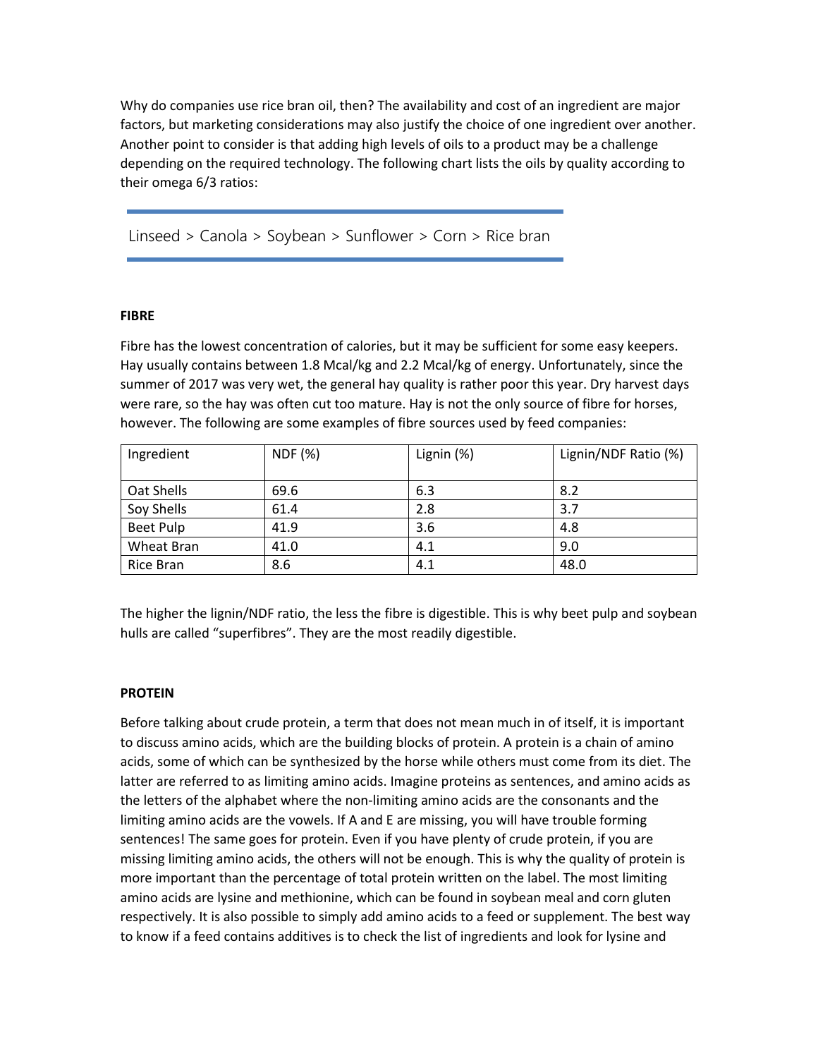Why do companies use rice bran oil, then? The availability and cost of an ingredient are major factors, but marketing considerations may also justify the choice of one ingredient over another. Another point to consider is that adding high levels of oils to a product may be a challenge depending on the required technology. The following chart lists the oils by quality according to their omega 6/3 ratios:

Linseed > Canola > Soybean > Sunflower > Corn > Rice bran

**FIBRE**

Fibre has the lowest concentration of calories, but it may be sufficient for some easy keepers. Hay usually contains between 1.8 Mcal/kg and 2.2 Mcal/kg of energy. Unfortunately, since the summer of 2017 was very wet, the general hay quality is rather poor this year. Dry harvest days were rare, so the hay was often cut too mature. Hay is not the only source of fibre for horses, however. The following are some examples of fibre sources used by feed companies:

| Ingredient | NDF (%) | Lignin (%) | Lignin/NDF Ratio (%) |
|---|---|---|---|
| Oat Shells | 69.6 | 6.3 | 8.2 |
| Soy Shells | 61.4 | 2.8 | 3.7 |
| Beet Pulp | 41.9 | 3.6 | 4.8 |
| Wheat Bran | 41.0 | 4.1 | 9.0 |
| Rice Bran | 8.6 | 4.1 | 48.0 |

The higher the lignin/NDF ratio, the less the fibre is digestible. This is why beet pulp and soybean hulls are called "superfibres". They are the most readily digestible.

**PROTEIN**

Before talking about crude protein, a term that does not mean much in of itself, it is important to discuss amino acids, which are the building blocks of protein. A protein is a chain of amino acids, some of which can be synthesized by the horse while others must come from its diet. The latter are referred to as limiting amino acids. Imagine proteins as sentences, and amino acids as the letters of the alphabet where the non-limiting amino acids are the consonants and the limiting amino acids are the vowels. If A and E are missing, you will have trouble forming sentences! The same goes for protein. Even if you have plenty of crude protein, if you are missing limiting amino acids, the others will not be enough. This is why the quality of protein is more important than the percentage of total protein written on the label. The most limiting amino acids are lysine and methionine, which can be found in soybean meal and corn gluten respectively. It is also possible to simply add amino acids to a feed or supplement. The best way to know if a feed contains additives is to check the list of ingredients and look for lysine and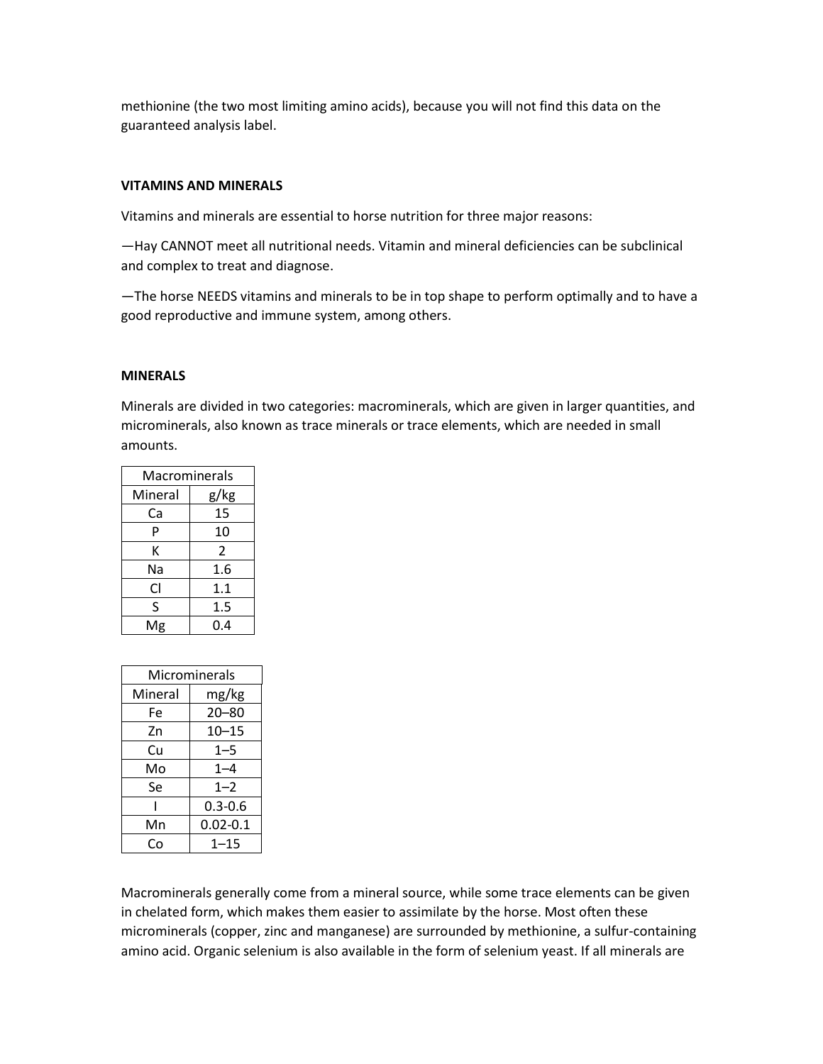methionine (the two most limiting amino acids), because you will not find this data on the guaranteed analysis label.

**VITAMINS AND MINERALS**

Vitamins and minerals are essential to horse nutrition for three major reasons:

—Hay CANNOT meet all nutritional needs. Vitamin and mineral deficiencies can be subclinical and complex to treat and diagnose.

—The horse NEEDS vitamins and minerals to be in top shape to perform optimally and to have a good reproductive and immune system, among others.

**MINERALS**

Minerals are divided in two categories: macrominerals, which are given in larger quantities, and microminerals, also known as trace minerals or trace elements, which are needed in small amounts.

| Macrominerals | |
|---|---|
| Mineral | g/kg |
| Ca | 15 |
| P | 10 |
| K | 2 |
| Na | 1.6 |
| Cl | 1.1 |
| S | 1.5 |
| Mg | 0.4 |

| Microminerals | |
|---|---|
| Mineral | mg/kg |
| Fe | 20–80 |
| Zn | 10–15 |
| Cu | 1–5 |
| Mo | 1–4 |
| Se | 1–2 |
| I | 0.3-0.6 |
| Mn | 0.02-0.1 |
| Co | 1–15 |

Macrominerals generally come from a mineral source, while some trace elements can be given in chelated form, which makes them easier to assimilate by the horse. Most often these microminerals (copper, zinc and manganese) are surrounded by methionine, a sulfur-containing amino acid. Organic selenium is also available in the form of selenium yeast. If all minerals are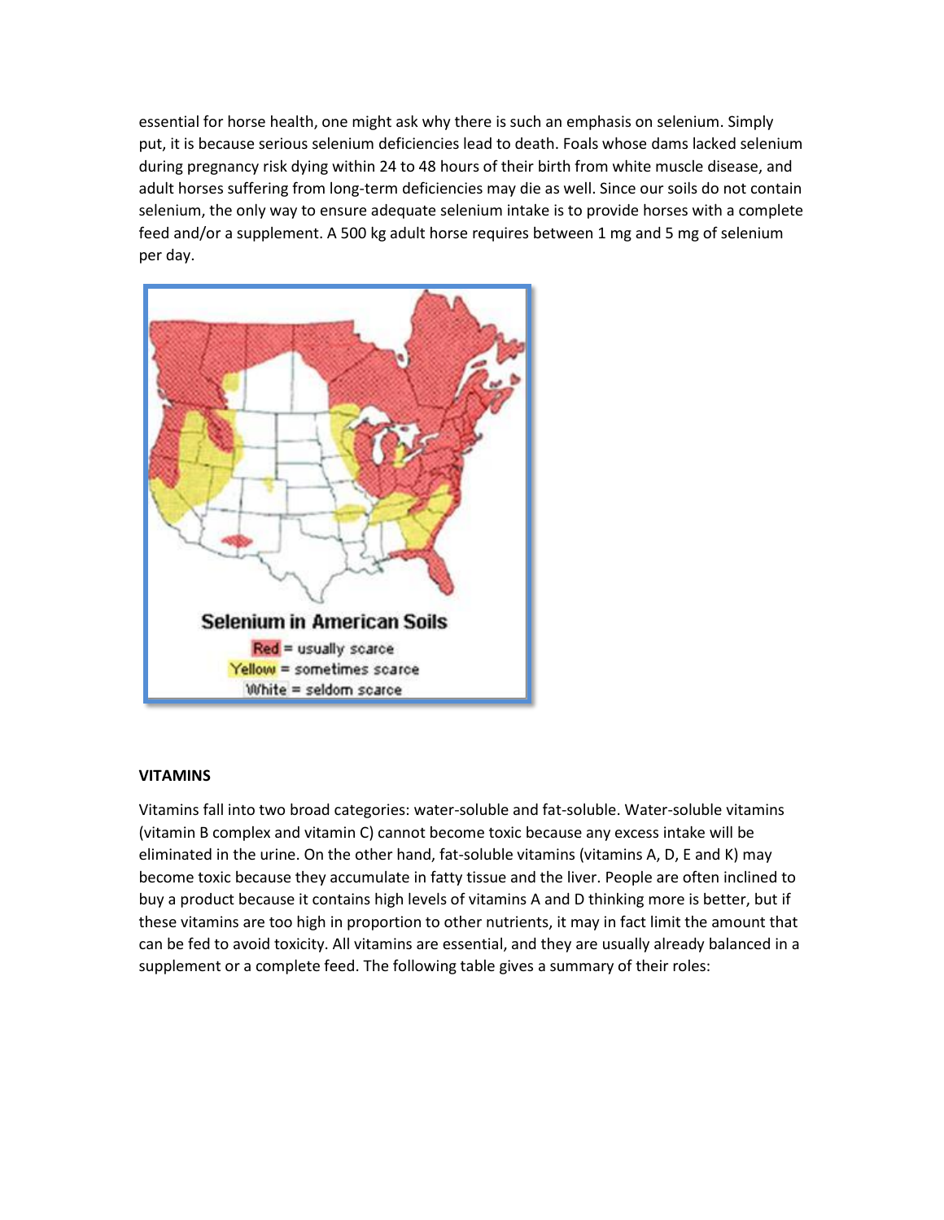essential for horse health, one might ask why there is such an emphasis on selenium. Simply put, it is because serious selenium deficiencies lead to death. Foals whose dams lacked selenium during pregnancy risk dying within 24 to 48 hours of their birth from white muscle disease, and adult horses suffering from long-term deficiencies may die as well. Since our soils do not contain selenium, the only way to ensure adequate selenium intake is to provide horses with a complete feed and/or a supplement. A 500 kg adult horse requires between 1 mg and 5 mg of selenium per day.

**Selenium in American Soils**

Red = usually scarce
Yellow = sometimes scarce
White = seldom scarce

**VITAMINS**

Vitamins fall into two broad categories: water-soluble and fat-soluble. Water-soluble vitamins (vitamin B complex and vitamin C) cannot become toxic because any excess intake will be eliminated in the urine. On the other hand, fat-soluble vitamins (vitamins A, D, E and K) may become toxic because they accumulate in fatty tissue and the liver. People are often inclined to buy a product because it contains high levels of vitamins A and D thinking more is better, but if these vitamins are too high in proportion to other nutrients, it may in fact limit the amount that can be fed to avoid toxicity. All vitamins are essential, and they are usually already balanced in a supplement or a complete feed. The following table gives a summary of their roles: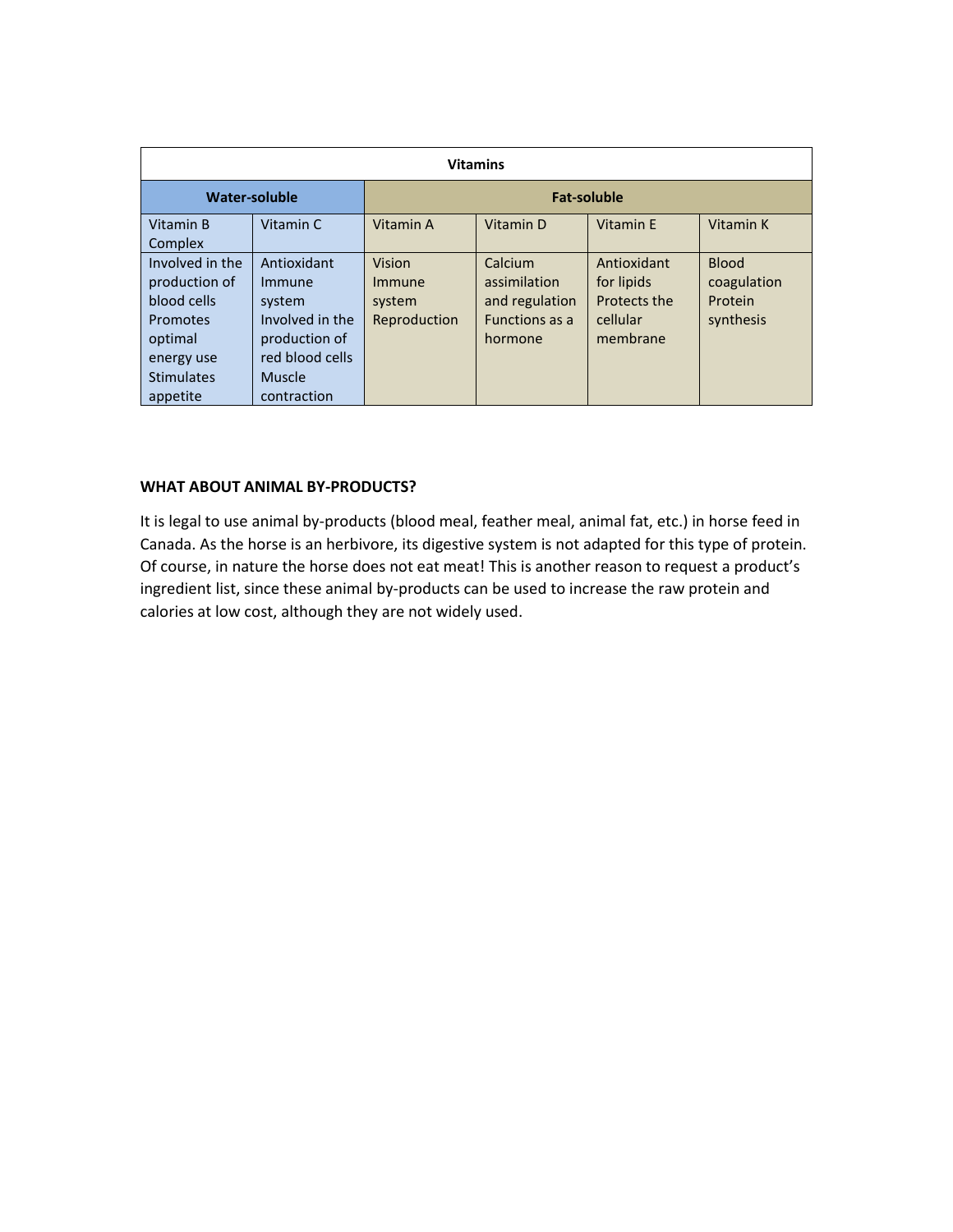| Vitamins | | | | | |
|---|---|---|---|---|---|
| **Water-soluble** | | **Fat-soluble** | | | |
| Vitamin B Complex | Vitamin C | Vitamin A | Vitamin D | Vitamin E | Vitamin K |
| Involved in the production of blood cells<br>Promotes optimal energy use<br>Stimulates appetite | Antioxidant<br>Immune system<br>Involved in the production of red blood cells<br>Muscle contraction | Vision<br>Immune system<br>Reproduction | Calcium assimilation and regulation<br>Functions as a hormone | Antioxidant for lipids<br>Protects the cellular membrane | Blood coagulation<br>Protein synthesis |

### WHAT ABOUT ANIMAL BY-PRODUCTS?

It is legal to use animal by-products (blood meal, feather meal, animal fat, etc.) in horse feed in Canada. As the horse is an herbivore, its digestive system is not adapted for this type of protein. Of course, in nature the horse does not eat meat! This is another reason to request a product's ingredient list, since these animal by-products can be used to increase the raw protein and calories at low cost, although they are not widely used.